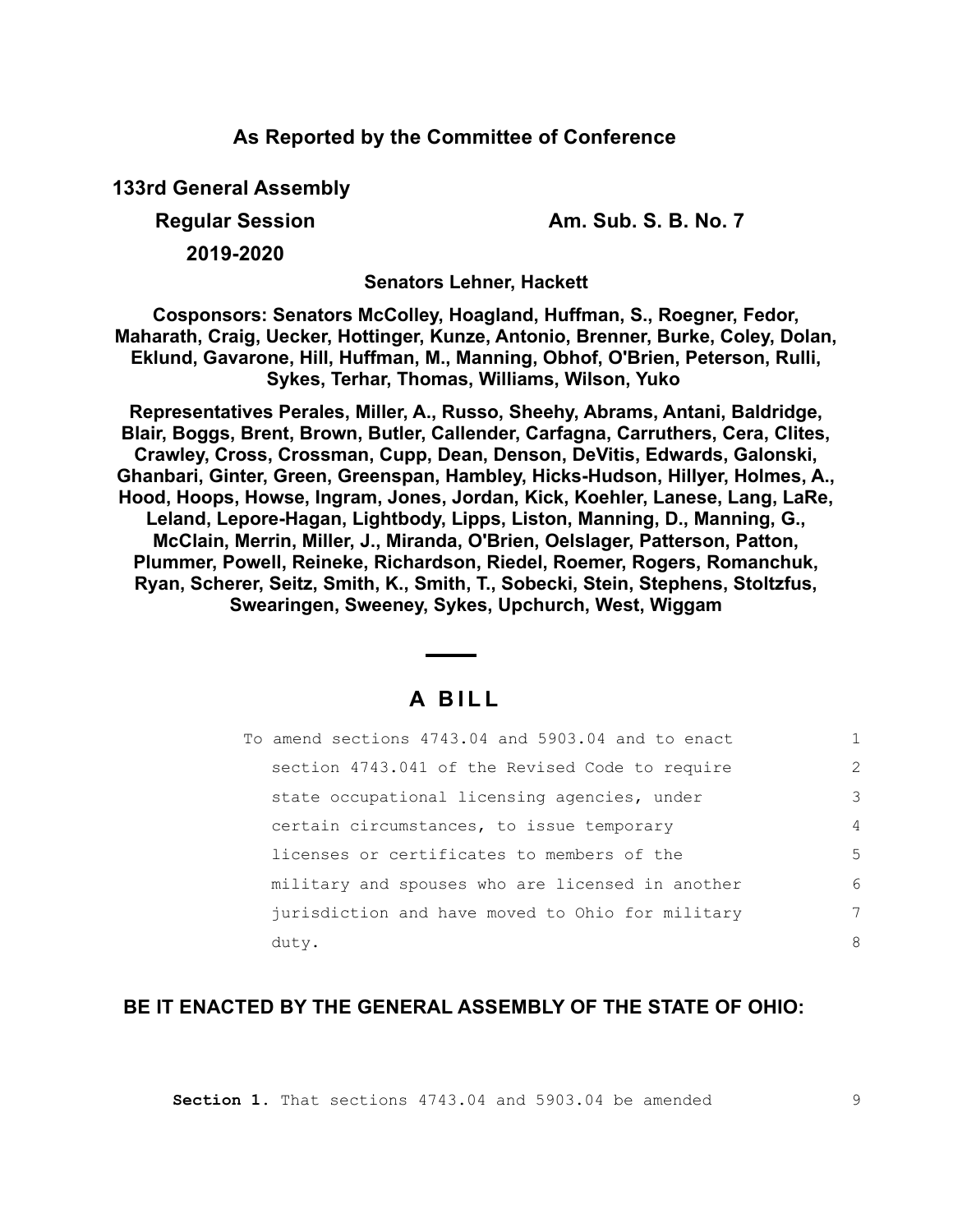**As Reported by the Committee of Conference**

**133rd General Assembly**

**Regular Session** **Am. Sub. S. B. No. 7**

**2019-2020**

**Senators Lehner, Hackett**

**Cosponsors: Senators McColley, Hoagland, Huffman, S., Roegner, Fedor, Maharath, Craig, Uecker, Hottinger, Kunze, Antonio, Brenner, Burke, Coley, Dolan, Eklund, Gavarone, Hill, Huffman, M., Manning, Obhof, O'Brien, Peterson, Rulli, Sykes, Terhar, Thomas, Williams, Wilson, Yuko**

**Representatives Perales, Miller, A., Russo, Sheehy, Abrams, Antani, Baldridge, Blair, Boggs, Brent, Brown, Butler, Callender, Carfagna, Carruthers, Cera, Clites, Crawley, Cross, Crossman, Cupp, Dean, Denson, DeVitis, Edwards, Galonski, Ghanbari, Ginter, Green, Greenspan, Hambley, Hicks-Hudson, Hillyer, Holmes, A., Hood, Hoops, Howse, Ingram, Jones, Jordan, Kick, Koehler, Lanese, Lang, LaRe, Leland, Lepore-Hagan, Lightbody, Lipps, Liston, Manning, D., Manning, G., McClain, Merrin, Miller, J., Miranda, O'Brien, Oelslager, Patterson, Patton, Plummer, Powell, Reineke, Richardson, Riedel, Roemer, Rogers, Romanchuk, Ryan, Scherer, Seitz, Smith, K., Smith, T., Sobecki, Stein, Stephens, Stoltzfus, Swearingen, Sweeney, Sykes, Upchurch, West, Wiggam**

# A BILL

To amend sections 4743.04 and 5903.04 and to enact section 4743.041 of the Revised Code to require state occupational licensing agencies, under certain circumstances, to issue temporary licenses or certificates to members of the military and spouses who are licensed in another jurisdiction and have moved to Ohio for military duty.

**BE IT ENACTED BY THE GENERAL ASSEMBLY OF THE STATE OF OHIO:**

**Section 1.** That sections 4743.04 and 5903.04 be amended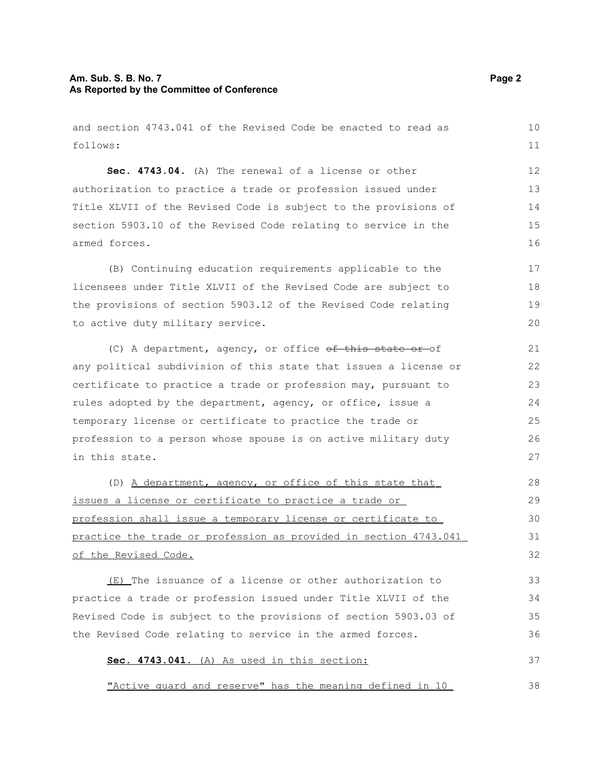and section 4743.041 of the Revised Code be enacted to read as follows:

**Sec. 4743.04.** (A) The renewal of a license or other authorization to practice a trade or profession issued under Title XLVII of the Revised Code is subject to the provisions of section 5903.10 of the Revised Code relating to service in the armed forces.

(B) Continuing education requirements applicable to the licensees under Title XLVII of the Revised Code are subject to the provisions of section 5903.12 of the Revised Code relating to active duty military service.

(C) A department, agency, or office ~~of this state or~~ of any political subdivision of this state that issues a license or certificate to practice a trade or profession may, pursuant to rules adopted by the department, agency, or office, issue a temporary license or certificate to practice the trade or profession to a person whose spouse is on active military duty in this state.

(D) <u>A department, agency, or office of this state that issues a license or certificate to practice a trade or profession shall issue a temporary license or certificate to practice the trade or profession as provided in section 4743.041 of the Revised Code.</u>

<u>(E)</u> The issuance of a license or other authorization to practice a trade or profession issued under Title XLVII of the Revised Code is subject to the provisions of section 5903.03 of the Revised Code relating to service in the armed forces.

<u>**Sec. 4743.041.** (A) As used in this section:</u>

<u>"Active guard and reserve" has the meaning defined in 10</u>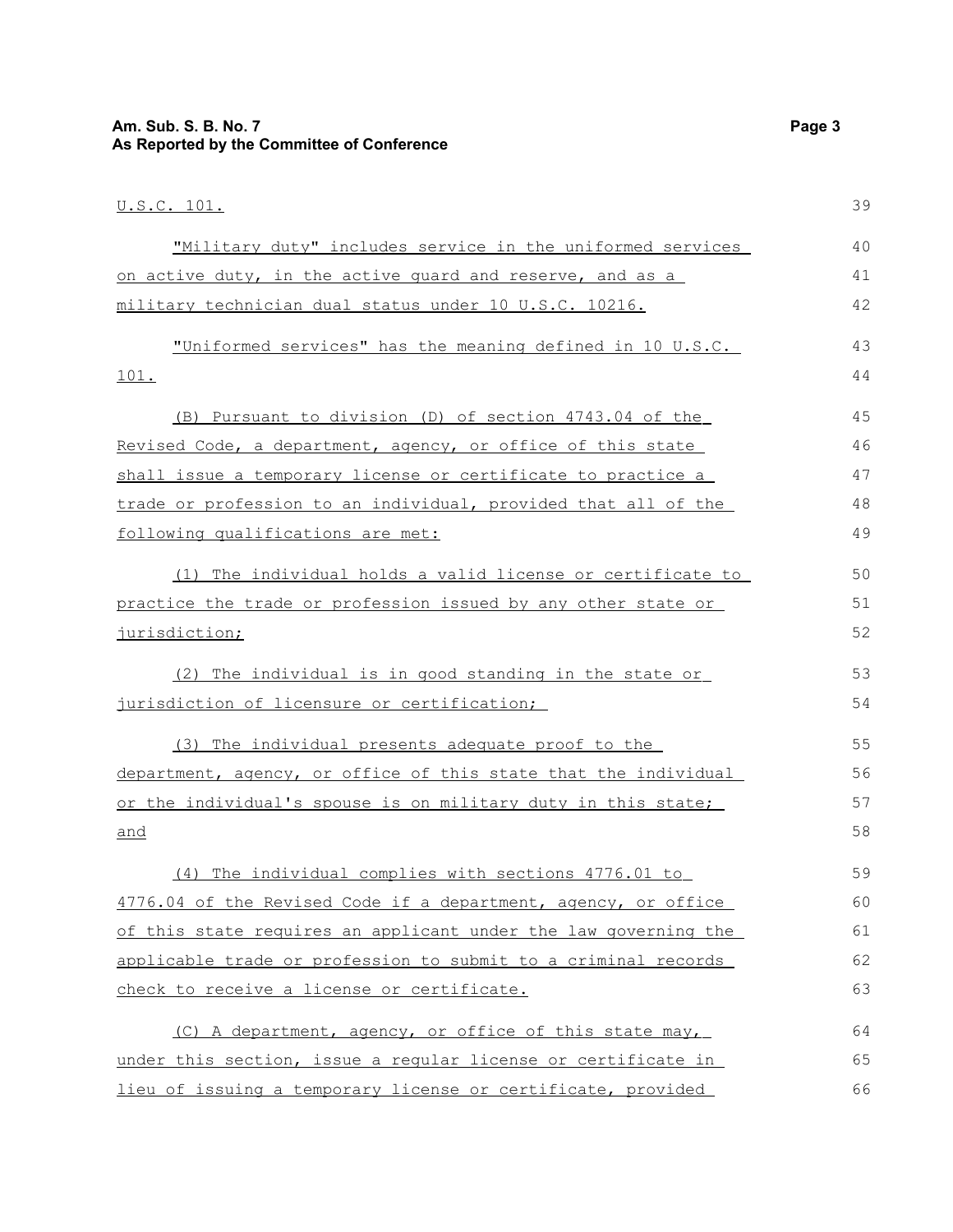U.S.C. 101.

"Military duty" includes service in the uniformed services on active duty, in the active guard and reserve, and as a military technician dual status under 10 U.S.C. 10216.

"Uniformed services" has the meaning defined in 10 U.S.C. 101.

(B) Pursuant to division (D) of section 4743.04 of the Revised Code, a department, agency, or office of this state shall issue a temporary license or certificate to practice a trade or profession to an individual, provided that all of the following qualifications are met:

(1) The individual holds a valid license or certificate to practice the trade or profession issued by any other state or jurisdiction;

(2) The individual is in good standing in the state or jurisdiction of licensure or certification;

(3) The individual presents adequate proof to the department, agency, or office of this state that the individual or the individual's spouse is on military duty in this state; and

(4) The individual complies with sections 4776.01 to 4776.04 of the Revised Code if a department, agency, or office of this state requires an applicant under the law governing the applicable trade or profession to submit to a criminal records check to receive a license or certificate.

(C) A department, agency, or office of this state may, under this section, issue a regular license or certificate in lieu of issuing a temporary license or certificate, provided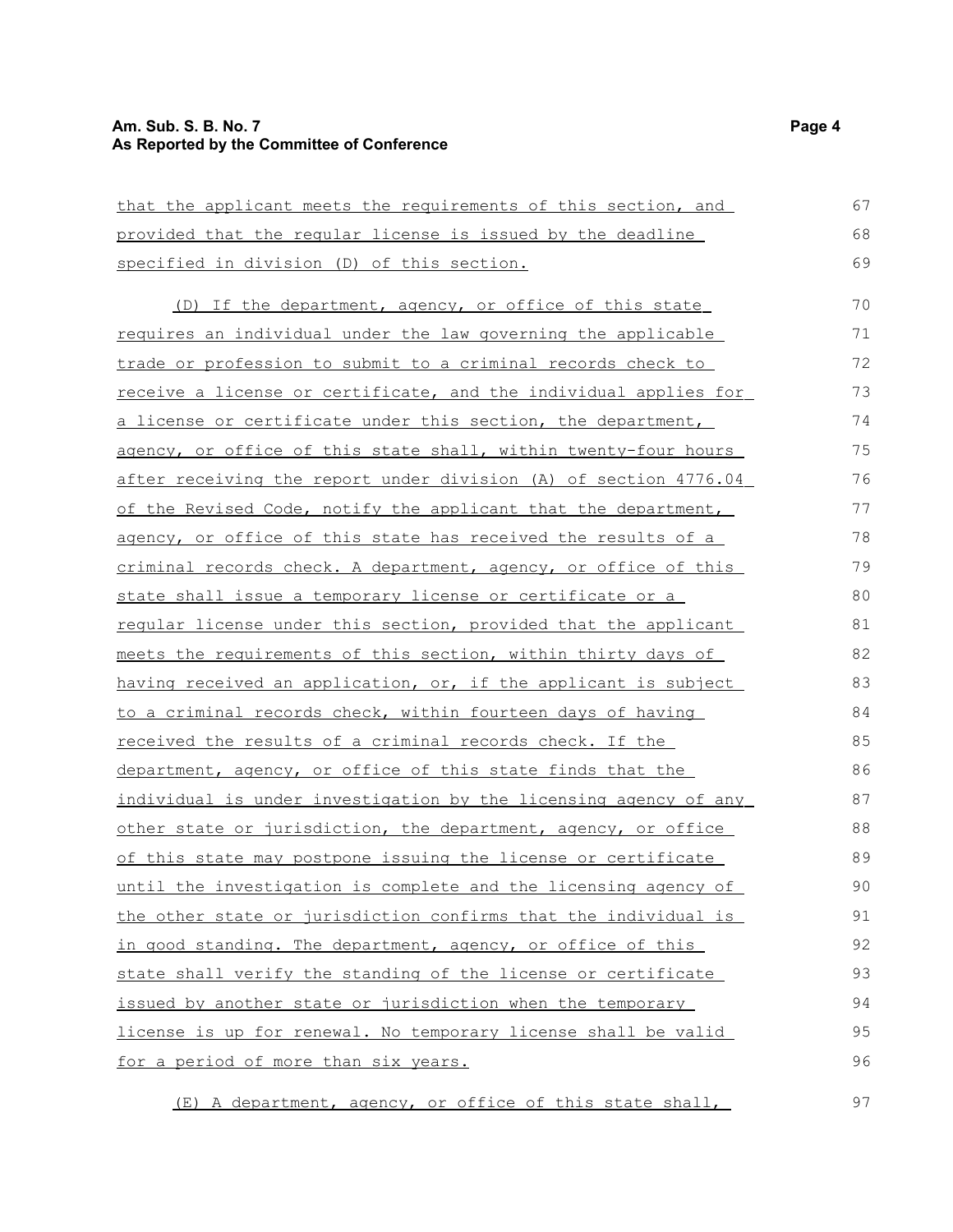that the applicant meets the requirements of this section, and provided that the regular license is issued by the deadline specified in division (D) of this section.

(D) If the department, agency, or office of this state requires an individual under the law governing the applicable trade or profession to submit to a criminal records check to receive a license or certificate, and the individual applies for a license or certificate under this section, the department, agency, or office of this state shall, within twenty-four hours after receiving the report under division (A) of section 4776.04 of the Revised Code, notify the applicant that the department, agency, or office of this state has received the results of a criminal records check. A department, agency, or office of this state shall issue a temporary license or certificate or a regular license under this section, provided that the applicant meets the requirements of this section, within thirty days of having received an application, or, if the applicant is subject to a criminal records check, within fourteen days of having received the results of a criminal records check. If the department, agency, or office of this state finds that the individual is under investigation by the licensing agency of any other state or jurisdiction, the department, agency, or office of this state may postpone issuing the license or certificate until the investigation is complete and the licensing agency of the other state or jurisdiction confirms that the individual is in good standing. The department, agency, or office of this state shall verify the standing of the license or certificate issued by another state or jurisdiction when the temporary license is up for renewal. No temporary license shall be valid for a period of more than six years.

(E) A department, agency, or office of this state shall,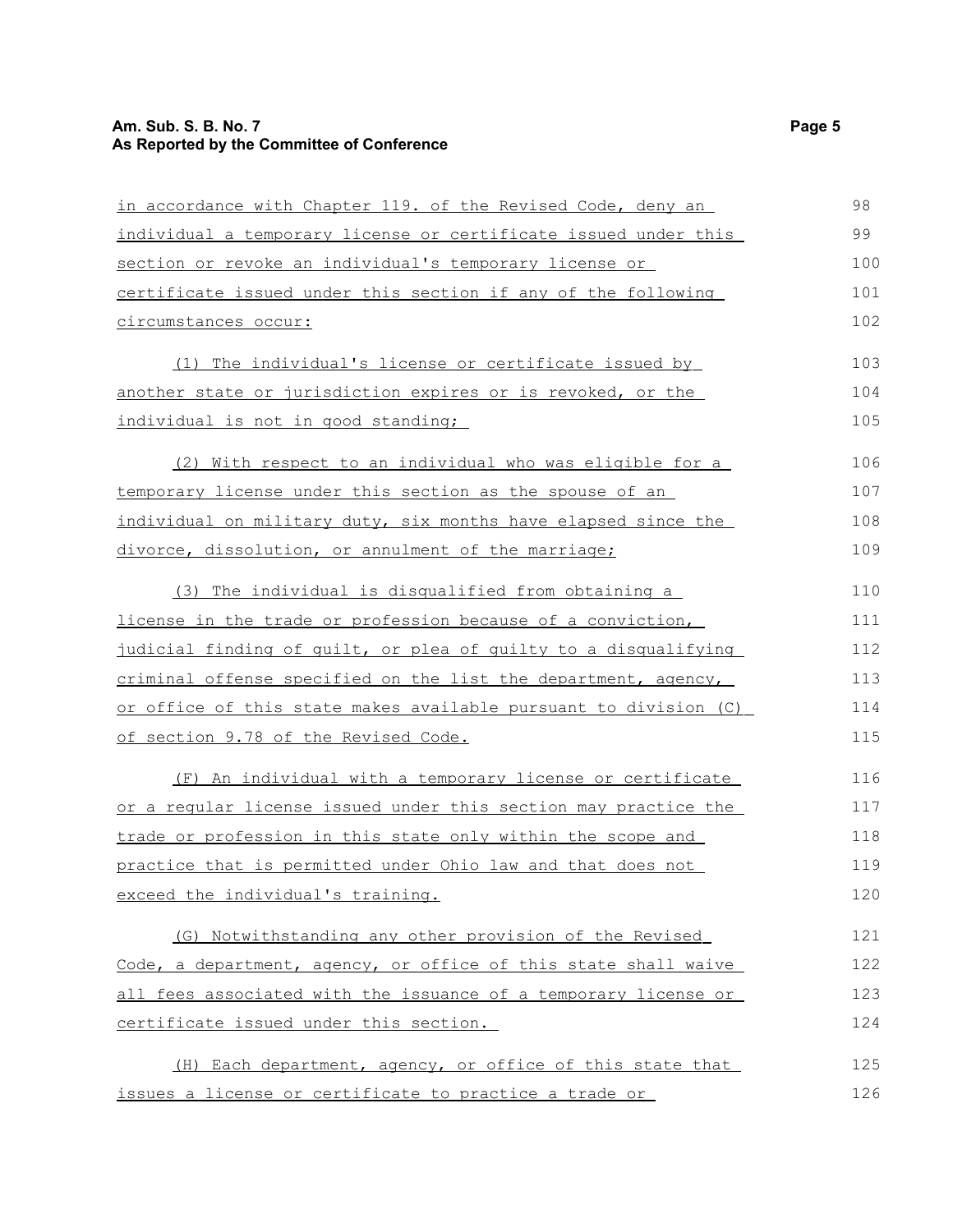in accordance with Chapter 119. of the Revised Code, deny an individual a temporary license or certificate issued under this section or revoke an individual's temporary license or certificate issued under this section if any of the following circumstances occur:

(1) The individual's license or certificate issued by another state or jurisdiction expires or is revoked, or the individual is not in good standing;

(2) With respect to an individual who was eligible for a temporary license under this section as the spouse of an individual on military duty, six months have elapsed since the divorce, dissolution, or annulment of the marriage;

(3) The individual is disqualified from obtaining a license in the trade or profession because of a conviction, judicial finding of guilt, or plea of guilty to a disqualifying criminal offense specified on the list the department, agency, or office of this state makes available pursuant to division (C) of section 9.78 of the Revised Code.

(F) An individual with a temporary license or certificate or a regular license issued under this section may practice the trade or profession in this state only within the scope and practice that is permitted under Ohio law and that does not exceed the individual's training.

(G) Notwithstanding any other provision of the Revised Code, a department, agency, or office of this state shall waive all fees associated with the issuance of a temporary license or certificate issued under this section.

(H) Each department, agency, or office of this state that issues a license or certificate to practice a trade or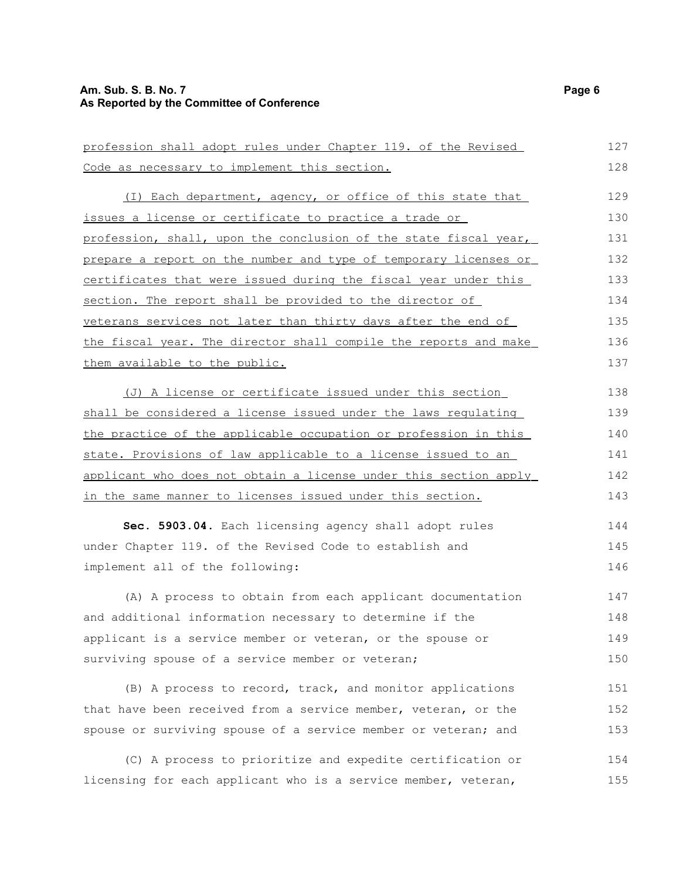profession shall adopt rules under Chapter 119. of the Revised Code as necessary to implement this section.

(I) Each department, agency, or office of this state that issues a license or certificate to practice a trade or profession, shall, upon the conclusion of the state fiscal year, prepare a report on the number and type of temporary licenses or certificates that were issued during the fiscal year under this section. The report shall be provided to the director of veterans services not later than thirty days after the end of the fiscal year. The director shall compile the reports and make them available to the public.

(J) A license or certificate issued under this section shall be considered a license issued under the laws regulating the practice of the applicable occupation or profession in this state. Provisions of law applicable to a license issued to an applicant who does not obtain a license under this section apply in the same manner to licenses issued under this section.

**Sec. 5903.04.** Each licensing agency shall adopt rules under Chapter 119. of the Revised Code to establish and implement all of the following:

(A) A process to obtain from each applicant documentation and additional information necessary to determine if the applicant is a service member or veteran, or the spouse or surviving spouse of a service member or veteran;

(B) A process to record, track, and monitor applications that have been received from a service member, veteran, or the spouse or surviving spouse of a service member or veteran; and

(C) A process to prioritize and expedite certification or licensing for each applicant who is a service member, veteran,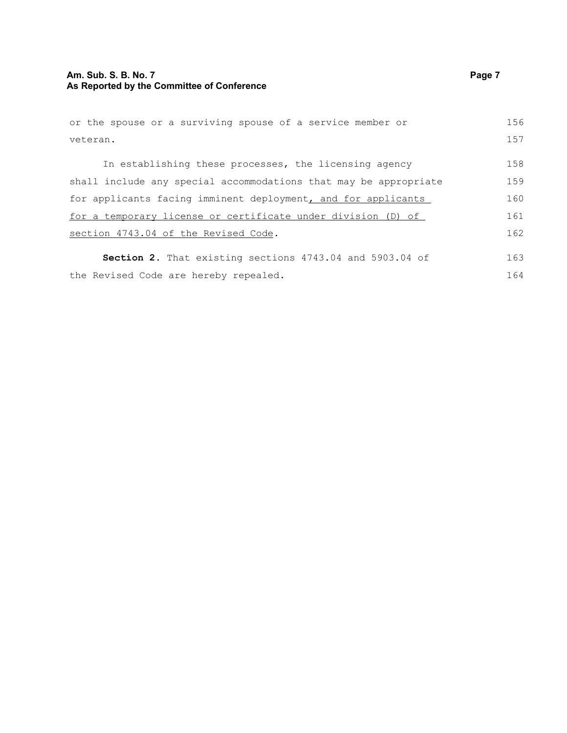or the spouse or a surviving spouse of a service member or veteran.

In establishing these processes, the licensing agency shall include any special accommodations that may be appropriate for applicants facing imminent deployment<u>, and for applicants for a temporary license or certificate under division (D) of section 4743.04 of the Revised Code</u>.

**Section 2.** That existing sections 4743.04 and 5903.04 of the Revised Code are hereby repealed.